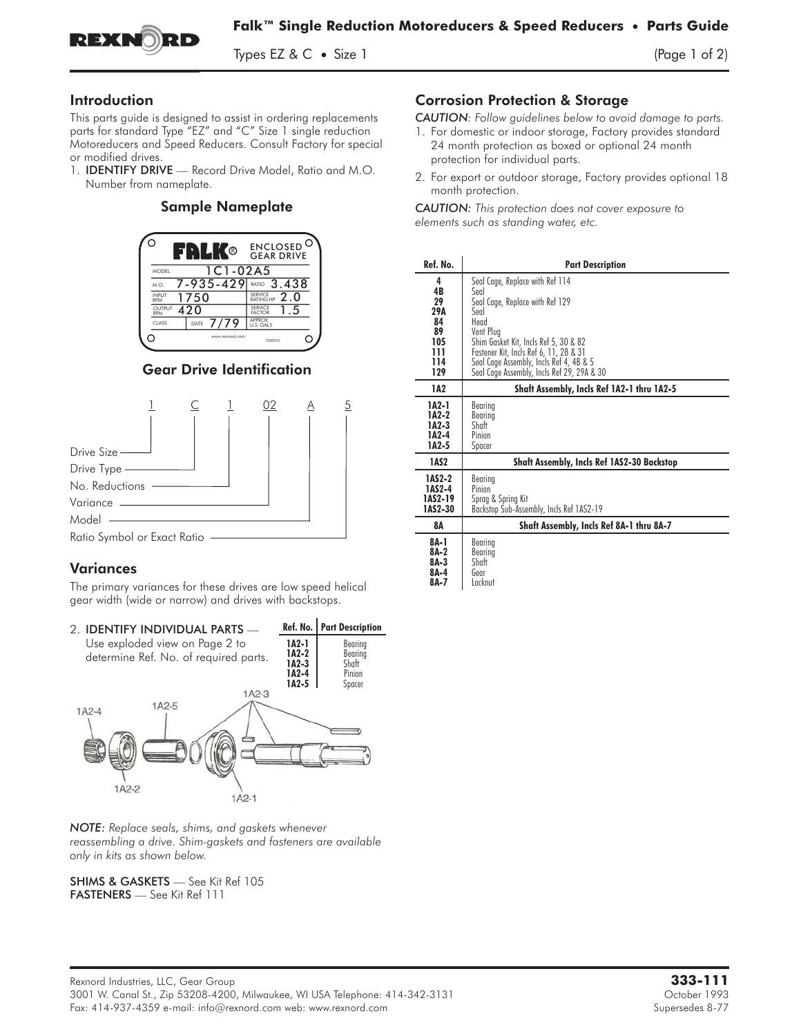# Falk™ Single Reduction Motoreducers & Speed Reducers • Parts Guide

Types EZ & C • Size 1

## Introduction

This parts guide is designed to assist in ordering replacements parts for standard Type "EZ" and "C" Size 1 single reduction Motoreducers and Speed Reducers. Consult Factory for special or modified drives.

1. **IDENTIFY DRIVE** — Record Drive Model, Ratio and M.O. Number from nameplate.

### Sample Nameplate

| FALK® | ENCLOSED GEAR DRIVE |
|---|---|
| MODEL 1C1-02A5 | |
| M.O. 7-935-429 | RATIO 3.438 |
| INPUT RPM 1750 | SERVICE RATING HP 2.0 |
| OUTPUT RPM 420 | SERVICE FACTOR 1.5 |
| CLASS / DATE 7/79 | APPROX U.S. GALS |

www.rexnord.com 1220915

### Gear Drive Identification

1 C 1 02 A 5

- Drive Size — 1
- Drive Type — C
- No. Reductions — 1
- Variance — 02
- Model — A
- Ratio Symbol or Exact Ratio — 5

## Variances

The primary variances for these drives are low speed helical gear width (wide or narrow) and drives with backstops.

2. **IDENTIFY INDIVIDUAL PARTS** — Use exploded view on Page 2 to determine Ref. No. of required parts.

| Ref. No. | Part Description |
|---|---|
| 1A2-1 | Bearing |
| 1A2-2 | Bearing |
| 1A2-3 | Shaft |
| 1A2-4 | Pinion |
| 1A2-5 | Spacer |

1A2-4 1A2-5 1A2-3 1A2-2 1A2-1

*NOTE: Replace seals, shims, and gaskets whenever reassembling a drive. Shim-gaskets and fasteners are available only in kits as shown below.*

**SHIMS & GASKETS** — See Kit Ref 105
**FASTENERS** — See Kit Ref 111

## Corrosion Protection & Storage

*CAUTION: Follow guidelines below to avoid damage to parts.*

1. For domestic or indoor storage, Factory provides standard 24 month protection as boxed or optional 24 month protection for individual parts.
2. For export or outdoor storage, Factory provides optional 18 month protection.

*CAUTION: This protection does not cover exposure to elements such as standing water, etc.*

| Ref. No. | Part Description |
|---|---|
| 4 | Seal Cage, Replace with Ref 114 |
| 4B | Seal |
| 29 | Seal Cage, Replace with Ref 129 |
| 29A | Seal |
| 84 | Head |
| 89 | Vent Plug |
| 105 | Shim Gasket Kit, Incls Ref 5, 30 & 82 |
| 111 | Fastener Kit, Incls Ref 6, 11, 28 & 31 |
| 114 | Seal Cage Assembly, Incls Ref 4, 4B & 5 |
| 129 | Seal Cage Assembly, Incls Ref 29, 29A & 30 |
| **1A2** | **Shaft Assembly, Incls Ref 1A2-1 thru 1A2-5** |
| 1A2-1 | Bearing |
| 1A2-2 | Bearing |
| 1A2-3 | Shaft |
| 1A2-4 | Pinion |
| 1A2-5 | Spacer |
| **1AS2** | **Shaft Assembly, Incls Ref 1AS2-30 Backstop** |
| 1AS2-2 | Bearing |
| 1AS2-4 | Pinion |
| 1AS2-19 | Sprag & Spring Kit |
| 1AS2-30 | Backstop Sub-Assembly, Incls Ref 1AS2-19 |
| **8A** | **Shaft Assembly, Incls Ref 8A-1 thru 8A-7** |
| 8A-1 | Bearing |
| 8A-2 | Bearing |
| 8A-3 | Shaft |
| 8A-4 | Gear |
| 8A-7 | Locknut |

Rexnord Industries, LLC, Gear Group
3001 W. Canal St., Zip 53208-4200, Milwaukee, WI USA Telephone: 414-342-3131
Fax: 414-937-4359 e-mail: info@rexnord.com web: www.rexnord.com

**333-111**
October 1993
Supersedes 8-77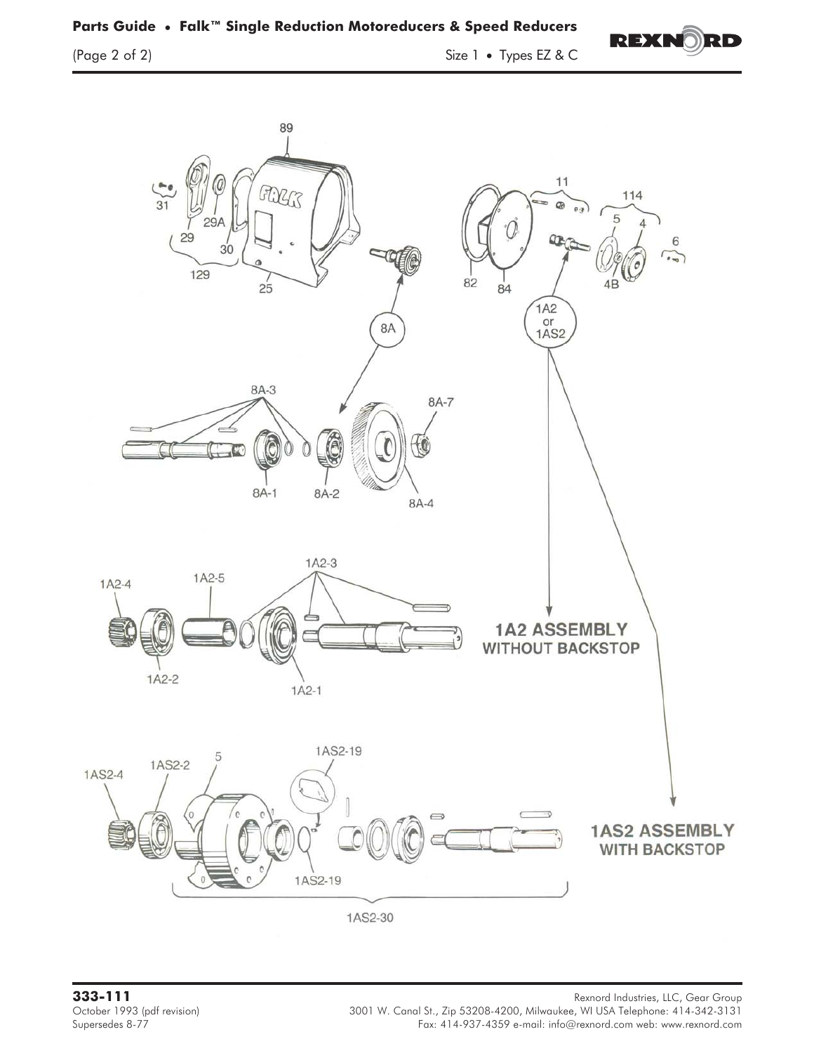89

31 29 29A 30 129 25

11 114 5 4 6 82 84 4B

8A

1A2 or 1AS2

8A-3 8A-7 8A-1 8A-2 8A-4

1A2-3 1A2-4 1A2-5 1A2-2 1A2-1

**1A2 ASSEMBLY**
**WITHOUT BACKSTOP**

1AS2-19 5 1AS2-2 1AS2-4 1AS2-19 1AS2-30

**1AS2 ASSEMBLY**
**WITH BACKSTOP**

**333-111**
October 1993 (pdf revision)
Supersedes 8-77

Rexnord Industries, LLC, Gear Group
3001 W. Canal St., Zip 53208-4200, Milwaukee, WI USA Telephone: 414-342-3131
Fax: 414-937-4359 e-mail: info@rexnord.com web: www.rexnord.com